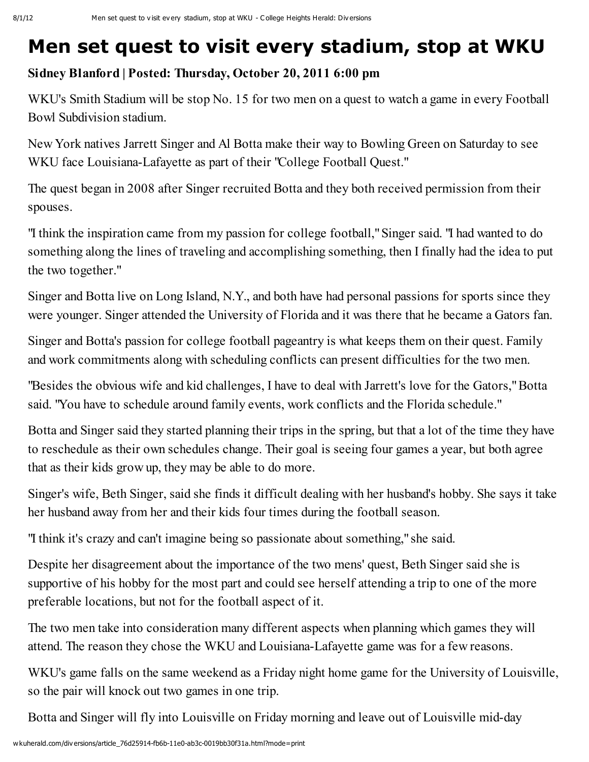# Men set quest to visit every stadium, stop at WKU

**Sidney Blanford | Posted: Thursday, October 20, 2011 6:00 pm**

WKU's Smith Stadium will be stop No. 15 for two men on a quest to watch a game in every Football Bowl Subdivision stadium.

New York natives Jarrett Singer and Al Botta make their way to Bowling Green on Saturday to see WKU face Louisiana-Lafayette as part of their "College Football Quest."

The quest began in 2008 after Singer recruited Botta and they both received permission from their spouses.

"I think the inspiration came from my passion for college football," Singer said. "I had wanted to do something along the lines of traveling and accomplishing something, then I finally had the idea to put the two together."

Singer and Botta live on Long Island, N.Y., and both have had personal passions for sports since they were younger. Singer attended the University of Florida and it was there that he became a Gators fan.

Singer and Botta's passion for college football pageantry is what keeps them on their quest. Family and work commitments along with scheduling conflicts can present difficulties for the two men.

"Besides the obvious wife and kid challenges, I have to deal with Jarrett's love for the Gators," Botta said. "You have to schedule around family events, work conflicts and the Florida schedule."

Botta and Singer said they started planning their trips in the spring, but that a lot of the time they have to reschedule as their own schedules change. Their goal is seeing four games a year, but both agree that as their kids grow up, they may be able to do more.

Singer's wife, Beth Singer, said she finds it difficult dealing with her husband's hobby. She says it take her husband away from her and their kids four times during the football season.

"I think it's crazy and can't imagine being so passionate about something," she said.

Despite her disagreement about the importance of the two mens' quest, Beth Singer said she is supportive of his hobby for the most part and could see herself attending a trip to one of the more preferable locations, but not for the football aspect of it.

The two men take into consideration many different aspects when planning which games they will attend. The reason they chose the WKU and Louisiana-Lafayette game was for a few reasons.

WKU's game falls on the same weekend as a Friday night home game for the University of Louisville, so the pair will knock out two games in one trip.

Botta and Singer will fly into Louisville on Friday morning and leave out of Louisville mid-day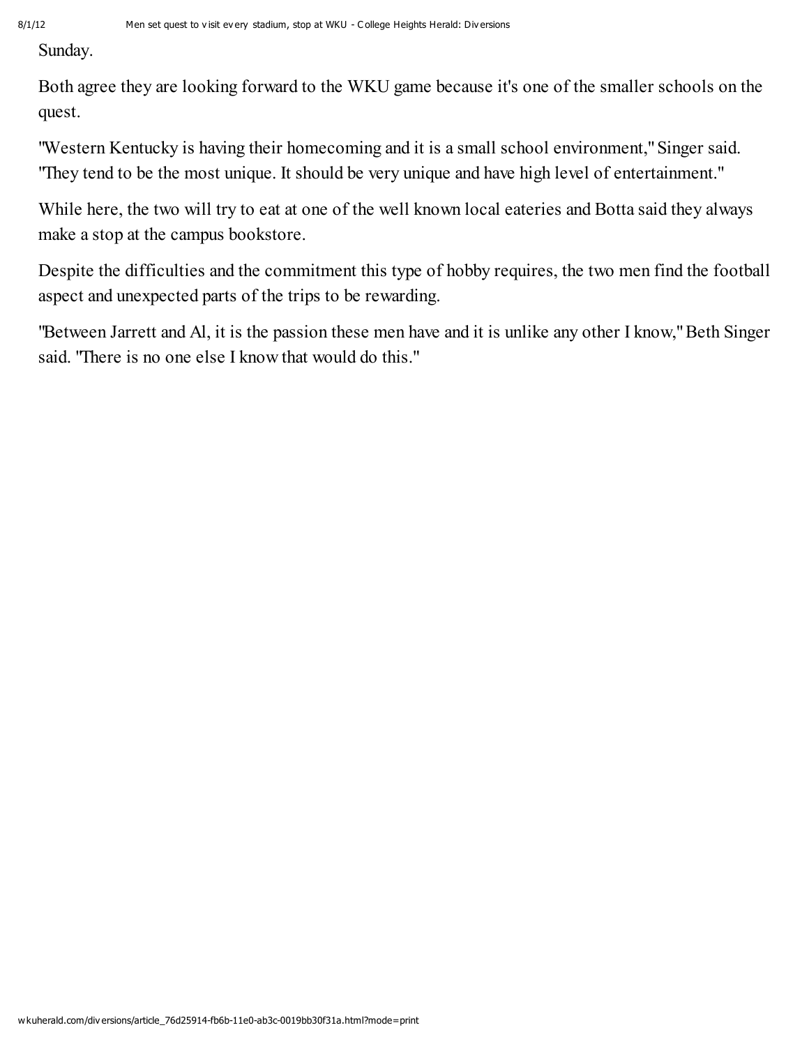Sunday.

Both agree they are looking forward to the WKU game because it's one of the smaller schools on the quest.

"Western Kentucky is having their homecoming and it is a small school environment," Singer said. "They tend to be the most unique. It should be very unique and have high level of entertainment."

While here, the two will try to eat at one of the well known local eateries and Botta said they always make a stop at the campus bookstore.

Despite the difficulties and the commitment this type of hobby requires, the two men find the football aspect and unexpected parts of the trips to be rewarding.

"Between Jarrett and Al, it is the passion these men have and it is unlike any other I know," Beth Singer said. "There is no one else I know that would do this."